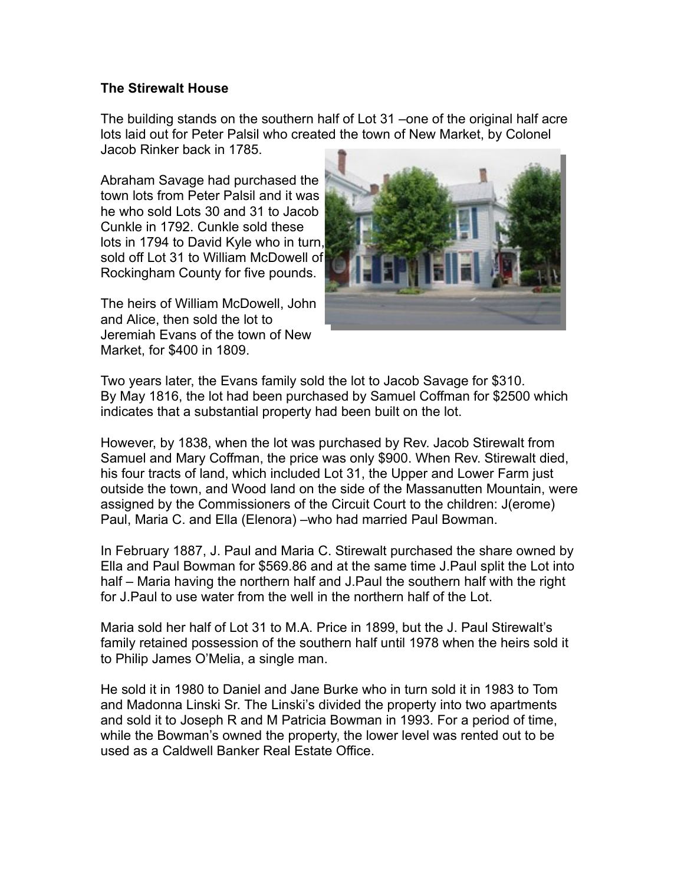**The Stirewalt House**

The building stands on the southern half of Lot 31 –one of the original half acre lots laid out for Peter Palsil who created the town of New Market, by Colonel Jacob Rinker back in 1785.

Abraham Savage had purchased the town lots from Peter Palsil and it was he who sold Lots 30 and 31 to Jacob Cunkle in 1792. Cunkle sold these lots in 1794 to David Kyle who in turn, sold off Lot 31 to William McDowell of Rockingham County for five pounds.

The heirs of William McDowell, John and Alice, then sold the lot to Jeremiah Evans of the town of New Market, for $400 in 1809.

Two years later, the Evans family sold the lot to Jacob Savage for $310.
By May 1816, the lot had been purchased by Samuel Coffman for $2500 which indicates that a substantial property had been built on the lot.

However, by 1838, when the lot was purchased by Rev. Jacob Stirewalt from Samuel and Mary Coffman, the price was only $900. When Rev. Stirewalt died, his four tracts of land, which included Lot 31, the Upper and Lower Farm just outside the town, and Wood land on the side of the Massanutten Mountain, were assigned by the Commissioners of the Circuit Court to the children: J(erome) Paul, Maria C. and Ella (Elenora) –who had married Paul Bowman.

In February 1887, J. Paul and Maria C. Stirewalt purchased the share owned by Ella and Paul Bowman for $569.86 and at the same time J.Paul split the Lot into half – Maria having the northern half and J.Paul the southern half with the right for J.Paul to use water from the well in the northern half of the Lot.

Maria sold her half of Lot 31 to M.A. Price in 1899, but the J. Paul Stirewalt's family retained possession of the southern half until 1978 when the heirs sold it to Philip James O'Melia, a single man.

He sold it in 1980 to Daniel and Jane Burke who in turn sold it in 1983 to Tom and Madonna Linski Sr. The Linski's divided the property into two apartments and sold it to Joseph R and M Patricia Bowman in 1993. For a period of time, while the Bowman's owned the property, the lower level was rented out to be used as a Caldwell Banker Real Estate Office.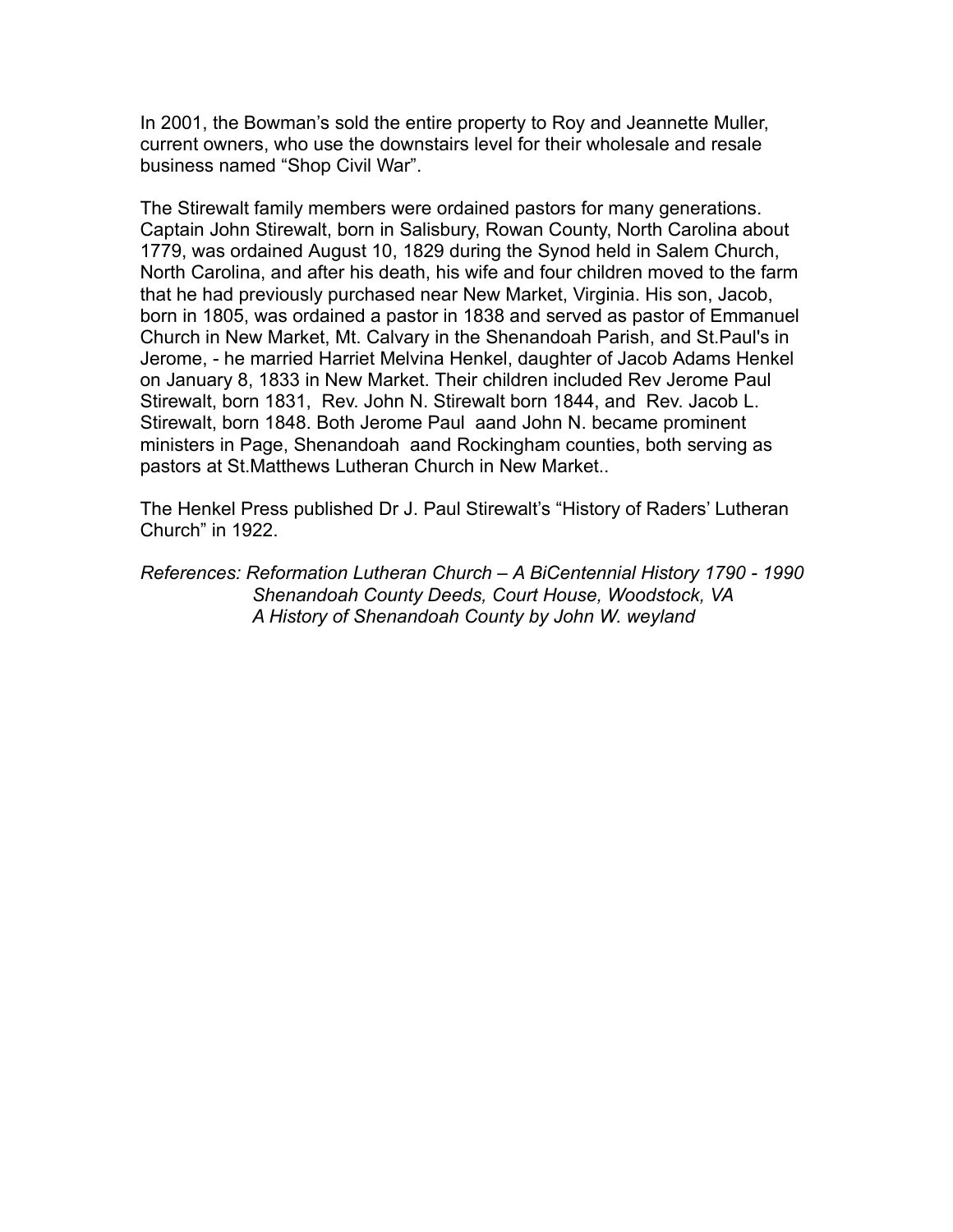In 2001, the Bowman's sold the entire property to Roy and Jeannette Muller, current owners, who use the downstairs level for their wholesale and resale business named "Shop Civil War".

The Stirewalt family members were ordained pastors for many generations. Captain John Stirewalt, born in Salisbury, Rowan County, North Carolina about 1779, was ordained August 10, 1829 during the Synod held in Salem Church, North Carolina, and after his death, his wife and four children moved to the farm that he had previously purchased near New Market, Virginia. His son, Jacob, born in 1805, was ordained a pastor in 1838 and served as pastor of Emmanuel Church in New Market, Mt. Calvary in the Shenandoah Parish, and St.Paul's in Jerome, - he married Harriet Melvina Henkel, daughter of Jacob Adams Henkel on January 8, 1833 in New Market. Their children included Rev Jerome Paul Stirewalt, born 1831, Rev. John N. Stirewalt born 1844, and Rev. Jacob L. Stirewalt, born 1848. Both Jerome Paul aand John N. became prominent ministers in Page, Shenandoah aand Rockingham counties, both serving as pastors at St.Matthews Lutheran Church in New Market..

The Henkel Press published Dr J. Paul Stirewalt's "History of Raders' Lutheran Church" in 1922.

*References: Reformation Lutheran Church – A BiCentennial History 1790 - 1990*
*Shenandoah County Deeds, Court House, Woodstock, VA*
*A History of Shenandoah County by John W. weyland*